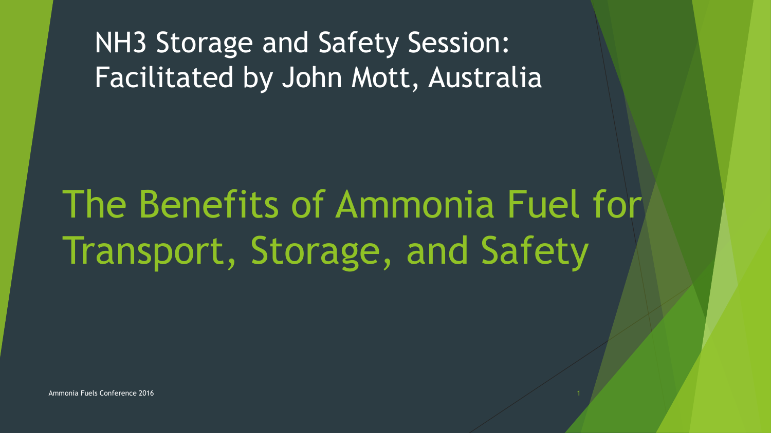NH3 Storage and Safety Session: Facilitated by John Mott, Australia

# The Benefits of Ammonia Fuel for Transport, Storage, and Safety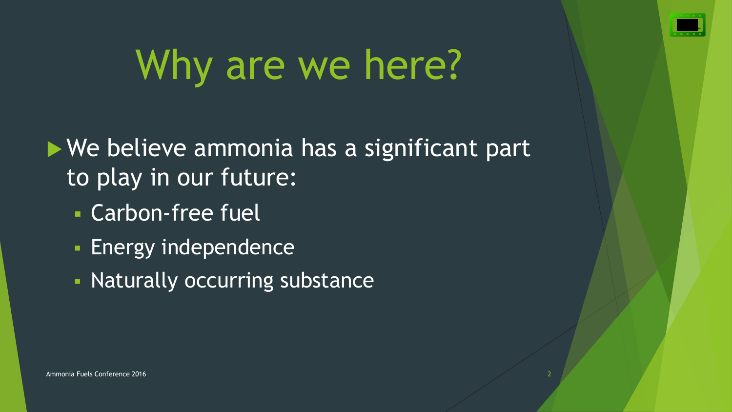# Why are we here?

- We believe ammonia has a significant part to play in our future:
  - Carbon-free fuel
  - Energy independence
  - Naturally occurring substance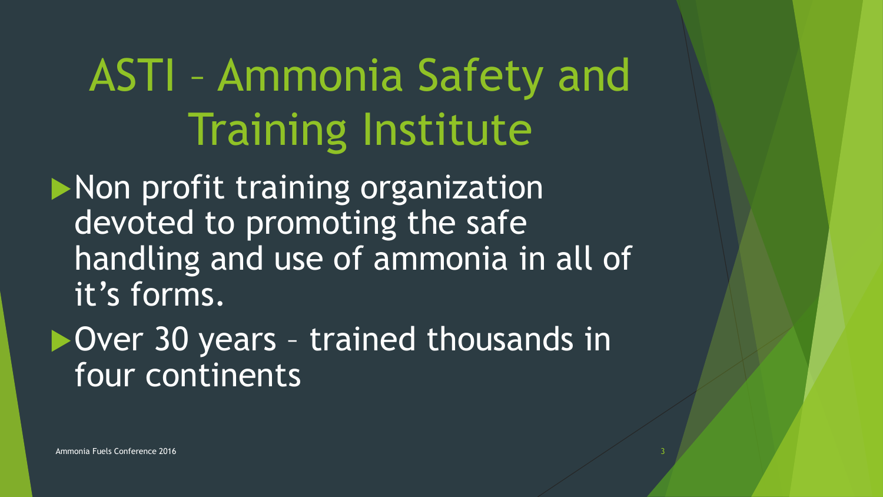# ASTI – Ammonia Safety and Training Institute

- Non profit training organization devoted to promoting the safe handling and use of ammonia in all of it's forms.
- Over 30 years – trained thousands in four continents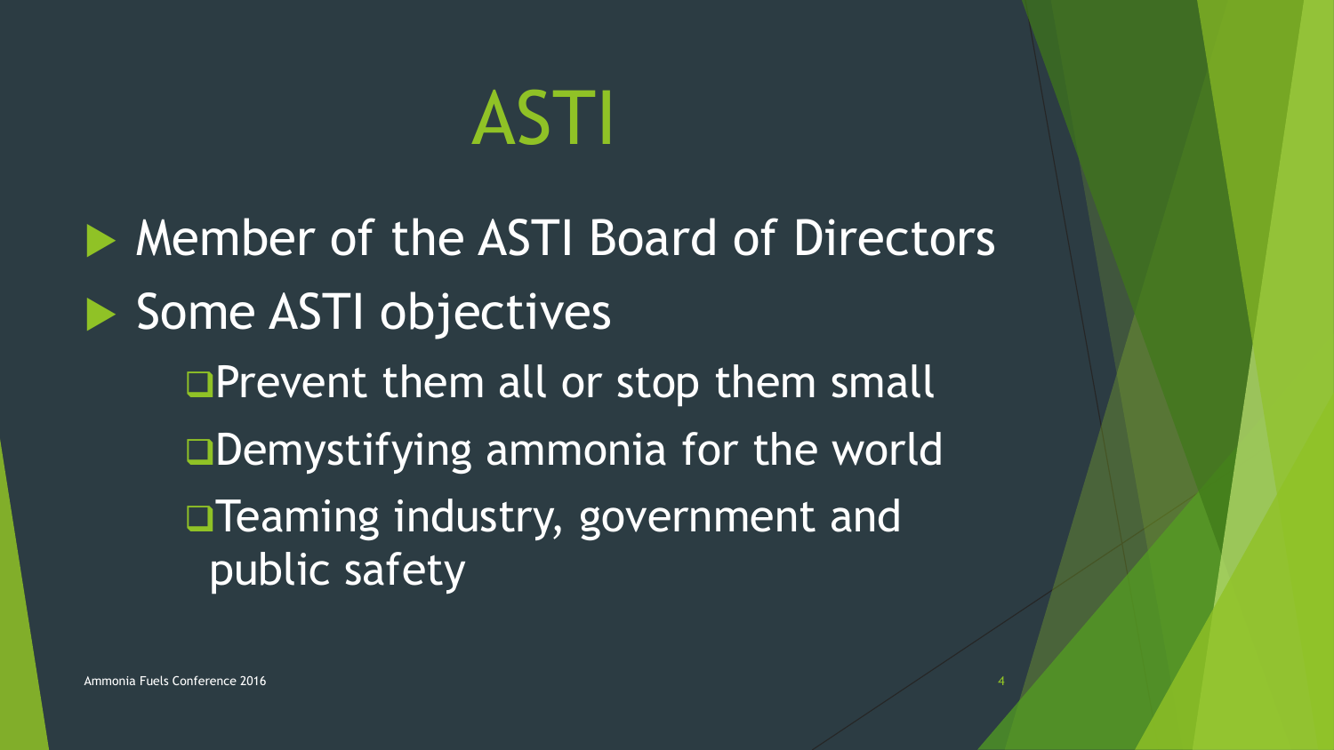# ASTI

- Member of the ASTI Board of Directors
- Some ASTI objectives
  - Prevent them all or stop them small
  - Demystifying ammonia for the world
  - Teaming industry, government and public safety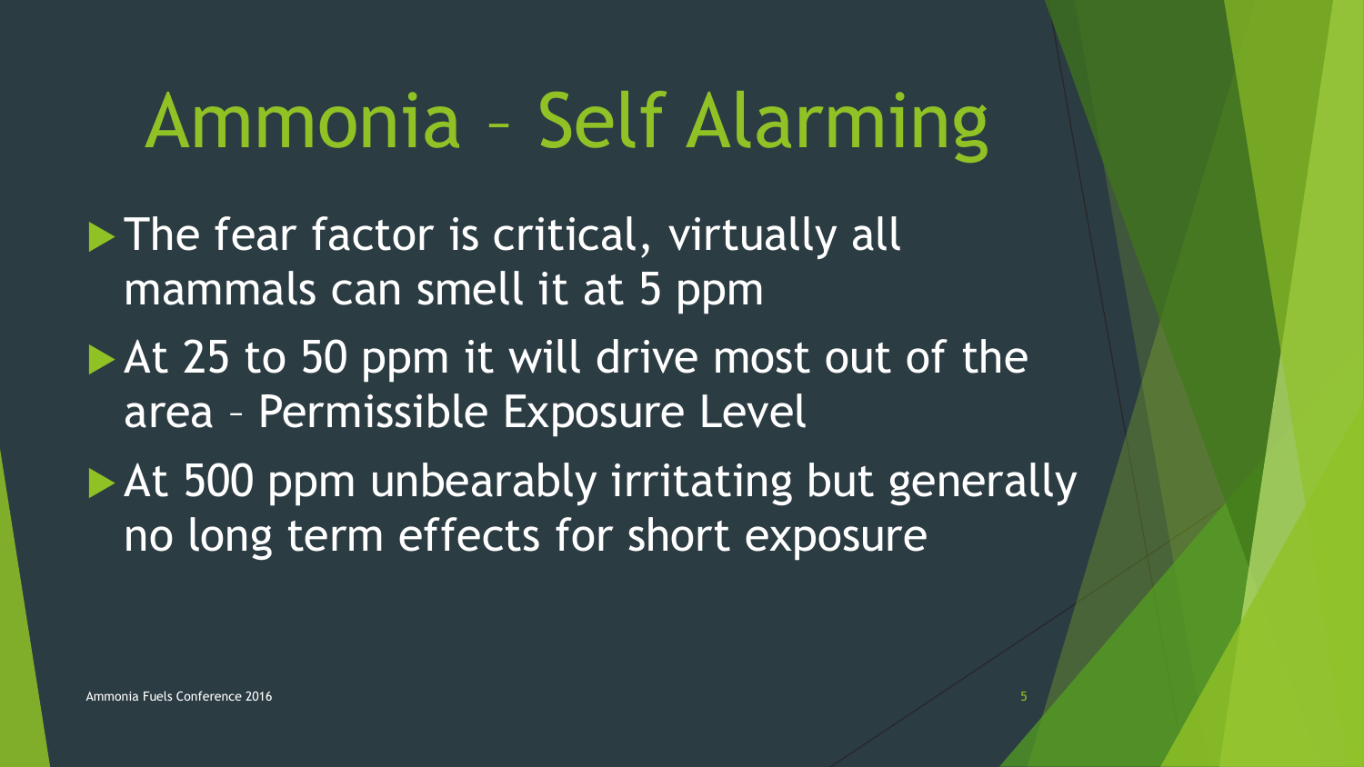# Ammonia – Self Alarming

- The fear factor is critical, virtually all mammals can smell it at 5 ppm
- At 25 to 50 ppm it will drive most out of the area – Permissible Exposure Level
- At 500 ppm unbearably irritating but generally no long term effects for short exposure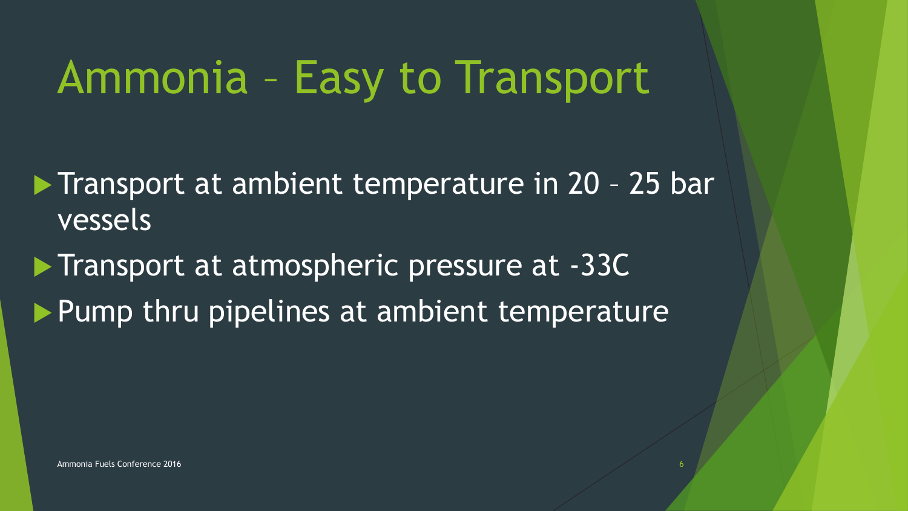# Ammonia – Easy to Transport

- Transport at ambient temperature in 20 – 25 bar vessels
- Transport at atmospheric pressure at -33C
- Pump thru pipelines at ambient temperature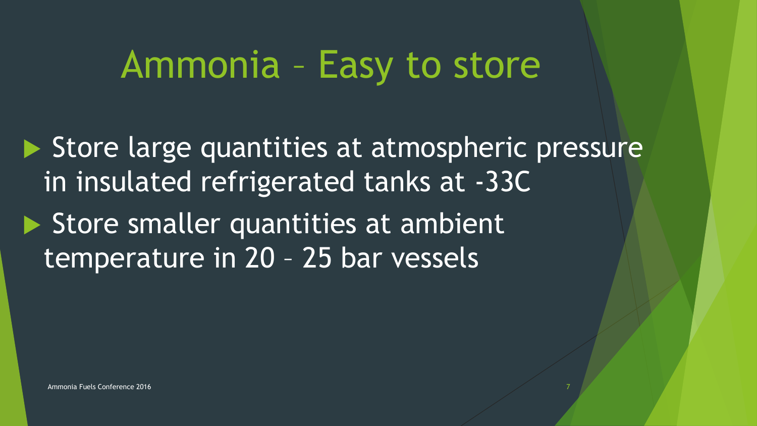# Ammonia – Easy to store

- Store large quantities at atmospheric pressure in insulated refrigerated tanks at -33C
- Store smaller quantities at ambient temperature in 20 – 25 bar vessels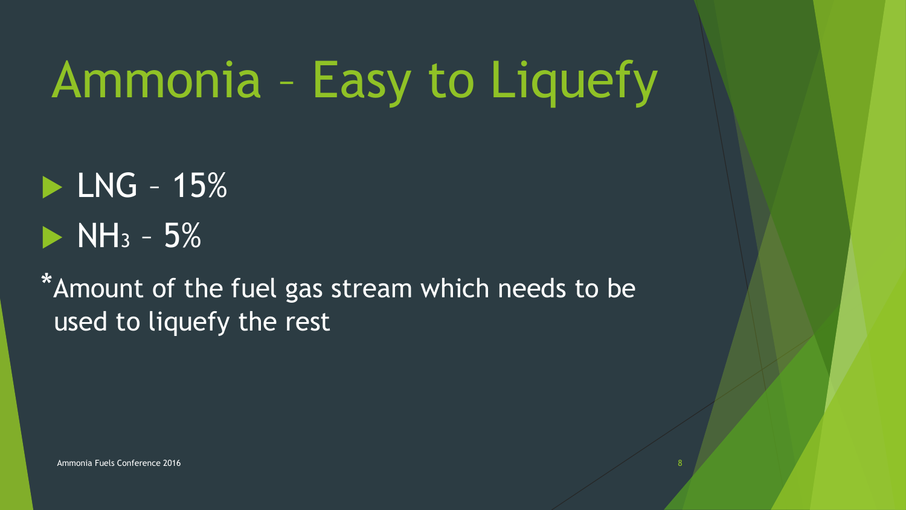# Ammonia – Easy to Liquefy

- LNG – 15%
- $NH_3$ – 5%

*Amount of the fuel gas stream which needs to be used to liquefy the rest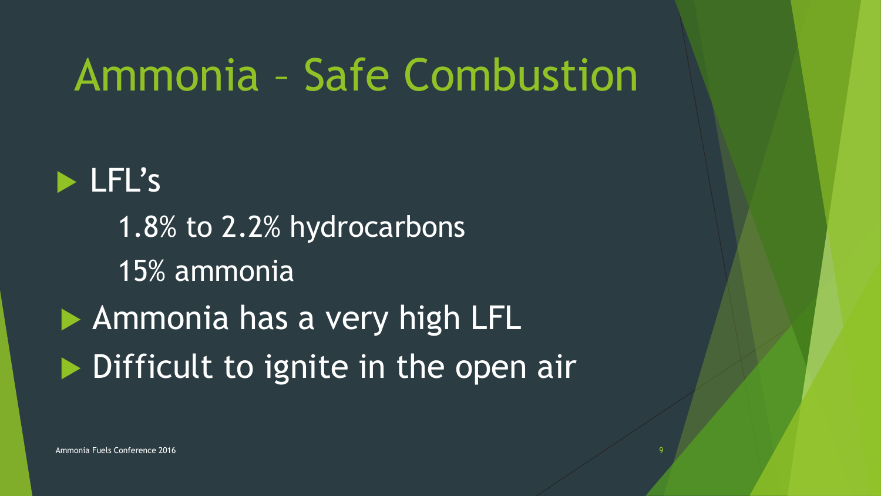# Ammonia – Safe Combustion

- LFL's
  - 1.8% to 2.2% hydrocarbons
  - 15% ammonia
- Ammonia has a very high LFL
- Difficult to ignite in the open air